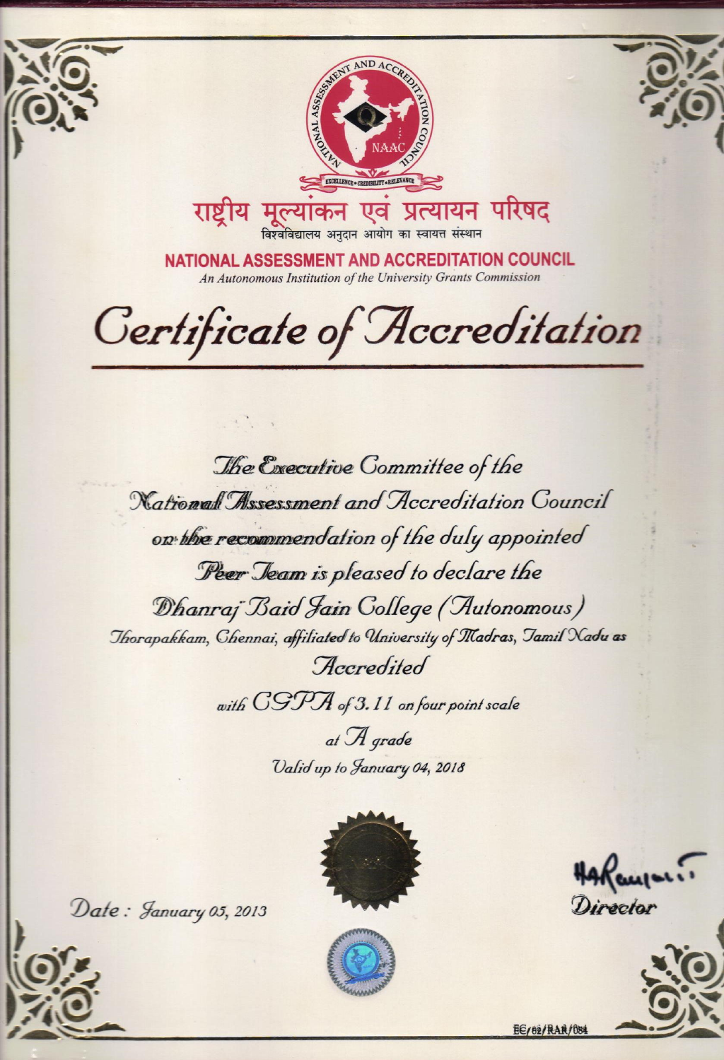राष्ट्रीय मूल्यांकन एवं प्रत्यायन परिषद

विश्वविद्यालय अनुदान आयोग का स्वायत्त संस्थान

**NATIONAL ASSESSMENT AND ACCREDITATION COUNCIL**

*An Autonomous Institution of the University Grants Commission*

# Certificate of Accreditation

The Executive Committee of the
National Assessment and Accreditation Council
on the recommendation of the duly appointed
Peer Team is pleased to declare the
Dhanraj Baid Jain College (Autonomous)
Thorapakkam, Chennai, affiliated to University of Madras, Tamil Nadu as
Accredited
with CGPA of 3.11 on four point scale
at A grade
Valid up to January 04, 2018

Date : January 05, 2013

Director

EC/62/RAR/084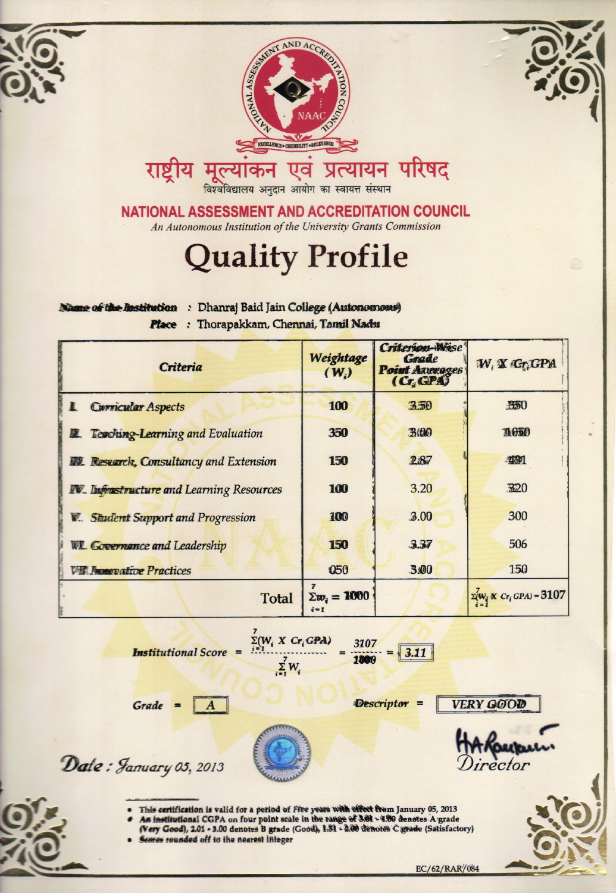NATIONAL ASSESSMENT AND ACCREDITATION COUNCIL

EXCELLENCE • CREDIBILITY • RELEVANCE

# राष्ट्रीय मूल्यांकन एवं प्रत्यायन परिषद

विश्वविद्यालय अनुदान आयोग का स्वायत्त संस्थान

## NATIONAL ASSESSMENT AND ACCREDITATION COUNCIL

*An Autonomous Institution of the University Grants Commission*

# Quality Profile

**Name of the Institution** : Dhanraj Baid Jain College (Autonomous)

**Place** : Thorapakkam, Chennai, Tamil Nadu

| Criteria | Weightage ($W_i$) | Criterion-Wise Grade Point Averages ($Cr_i$ GPA) | $W_i$ X $Cr_i$ GPA |
|---|---|---|---|
| I. Curricular Aspects | 100 | 3.50 | 350 |
| II. Teaching-Learning and Evaluation | 350 | 3.00 | 1050 |
| III. Research, Consultancy and Extension | 150 | 2.87 | 431 |
| IV. Infrastructure and Learning Resources | 100 | 3.20 | 320 |
| V. Student Support and Progression | 100 | 3.00 | 300 |
| VI. Governance and Leadership | 150 | 3.37 | 506 |
| VII. Innovative Practices | 050 | 3.00 | 150 |
| Total | $\sum_{i=1}^{7} w_i = 1000$ | | $\sum_{i=1}^{7}(W_i \times Cr_i\,GPA) = 3107$ |

$$\text{Institutional Score} = \frac{\sum_{i=1}^{7}(W_i \times Cr_i\,GPA)}{\sum_{i=1}^{7} W_i} = \frac{3107}{1000} = 3.11$$

**Grade** = A

**Descriptor** = VERY GOOD

*Date : January 05, 2013*

Director

- This certification is valid for a period of Five years with effect from January 05, 2013
- An institutional CGPA on four point scale in the range of 3.01 - 4.00 denotes A grade (Very Good), 2.01 - 3.00 denotes B grade (Good), 1.51 - 2.00 denotes C grade (Satisfactory)
- Scores rounded off to the nearest integer

EC/62/RAR/084